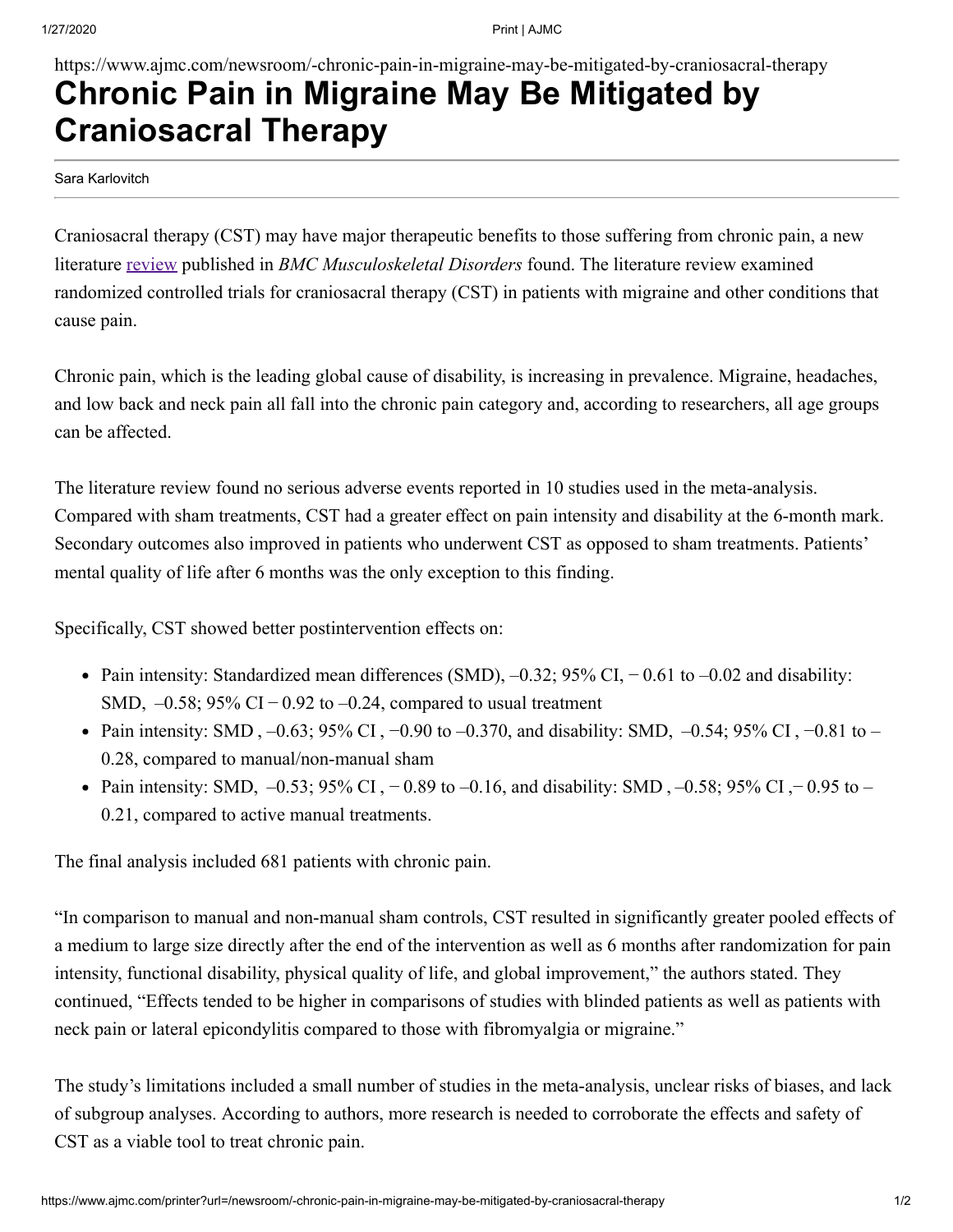https://www.ajmc.com/newsroom/-chronic-pain-in-migraine-may-be-mitigated-by-craniosacral-therapy

# Chronic Pain in Migraine May Be Mitigated by Craniosacral Therapy

Sara Karlovitch

Craniosacral therapy (CST) may have major therapeutic benefits to those suffering from chronic pain, a new literature review published in *BMC Musculoskeletal Disorders* found. The literature review examined randomized controlled trials for craniosacral therapy (CST) in patients with migraine and other conditions that cause pain.

Chronic pain, which is the leading global cause of disability, is increasing in prevalence. Migraine, headaches, and low back and neck pain all fall into the chronic pain category and, according to researchers, all age groups can be affected.

The literature review found no serious adverse events reported in 10 studies used in the meta-analysis. Compared with sham treatments, CST had a greater effect on pain intensity and disability at the 6-month mark. Secondary outcomes also improved in patients who underwent CST as opposed to sham treatments. Patients' mental quality of life after 6 months was the only exception to this finding.

Specifically, CST showed better postintervention effects on:

- Pain intensity: Standardized mean differences (SMD), –0.32; 95% CI, − 0.61 to –0.02 and disability: SMD, –0.58; 95% CI − 0.92 to –0.24, compared to usual treatment
- Pain intensity: SMD , –0.63; 95% CI , −0.90 to –0.370, and disability: SMD, –0.54; 95% CI , −0.81 to –0.28, compared to manual/non-manual sham
- Pain intensity: SMD, –0.53; 95% CI , − 0.89 to –0.16, and disability: SMD , –0.58; 95% CI ,− 0.95 to –0.21, compared to active manual treatments.

The final analysis included 681 patients with chronic pain.

"In comparison to manual and non-manual sham controls, CST resulted in significantly greater pooled effects of a medium to large size directly after the end of the intervention as well as 6 months after randomization for pain intensity, functional disability, physical quality of life, and global improvement," the authors stated. They continued, "Effects tended to be higher in comparisons of studies with blinded patients as well as patients with neck pain or lateral epicondylitis compared to those with fibromyalgia or migraine."

The study's limitations included a small number of studies in the meta-analysis, unclear risks of biases, and lack of subgroup analyses. According to authors, more research is needed to corroborate the effects and safety of CST as a viable tool to treat chronic pain.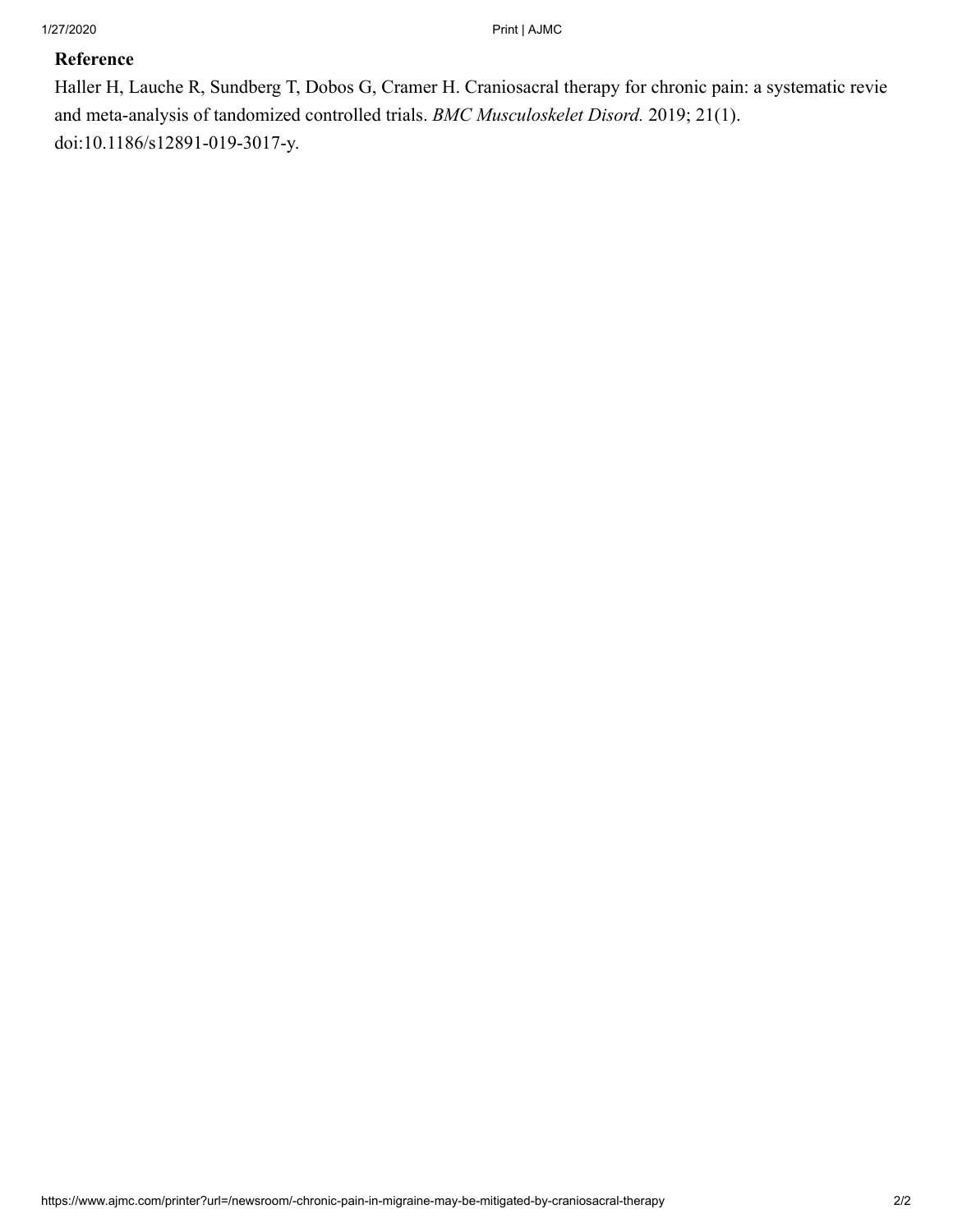## Reference

Haller H, Lauche R, Sundberg T, Dobos G, Cramer H. Craniosacral therapy for chronic pain: a systematic revie and meta-analysis of tandomized controlled trials. *BMC Musculoskelet Disord.* 2019; 21(1). doi:10.1186/s12891-019-3017-y.